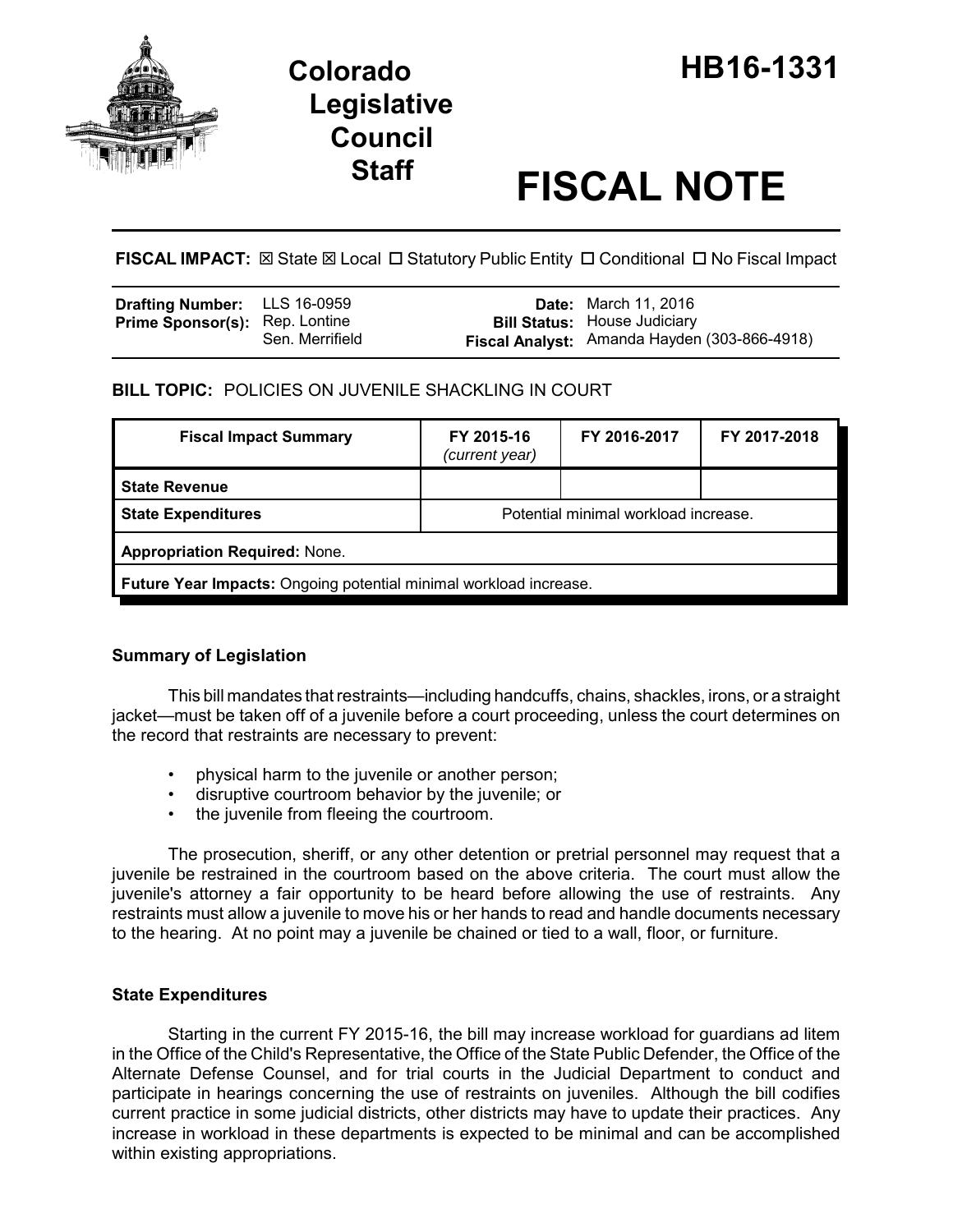# Colorado Legislative Council Staff

# HB16-1331

# FISCAL NOTE

**FISCAL IMPACT:** ☒ State ☒ Local ☐ Statutory Public Entity ☐ Conditional ☐ No Fiscal Impact

| | | | |
|---|---|---|---|
| **Drafting Number:** | LLS 16-0959 | **Date:** | March 11, 2016 |
| **Prime Sponsor(s):** | Rep. Lontine<br>Sen. Merrifield | **Bill Status:** | House Judiciary |
| | | **Fiscal Analyst:** | Amanda Hayden (303-866-4918) |

**BILL TOPIC:** POLICIES ON JUVENILE SHACKLING IN COURT

| Fiscal Impact Summary | FY 2015-16 *(current year)* | FY 2016-2017 | FY 2017-2018 |
|---|---|---|---|
| **State Revenue** | | | |
| **State Expenditures** | Potential minimal workload increase. | | |
| **Appropriation Required:** None. | | | |
| **Future Year Impacts:** Ongoing potential minimal workload increase. | | | |

### Summary of Legislation

This bill mandates that restraints—including handcuffs, chains, shackles, irons, or a straight jacket—must be taken off of a juvenile before a court proceeding, unless the court determines on the record that restraints are necessary to prevent:

- physical harm to the juvenile or another person;
- disruptive courtroom behavior by the juvenile; or
- the juvenile from fleeing the courtroom.

The prosecution, sheriff, or any other detention or pretrial personnel may request that a juvenile be restrained in the courtroom based on the above criteria. The court must allow the juvenile's attorney a fair opportunity to be heard before allowing the use of restraints. Any restraints must allow a juvenile to move his or her hands to read and handle documents necessary to the hearing. At no point may a juvenile be chained or tied to a wall, floor, or furniture.

### State Expenditures

Starting in the current FY 2015-16, the bill may increase workload for guardians ad litem in the Office of the Child's Representative, the Office of the State Public Defender, the Office of the Alternate Defense Counsel, and for trial courts in the Judicial Department to conduct and participate in hearings concerning the use of restraints on juveniles. Although the bill codifies current practice in some judicial districts, other districts may have to update their practices. Any increase in workload in these departments is expected to be minimal and can be accomplished within existing appropriations.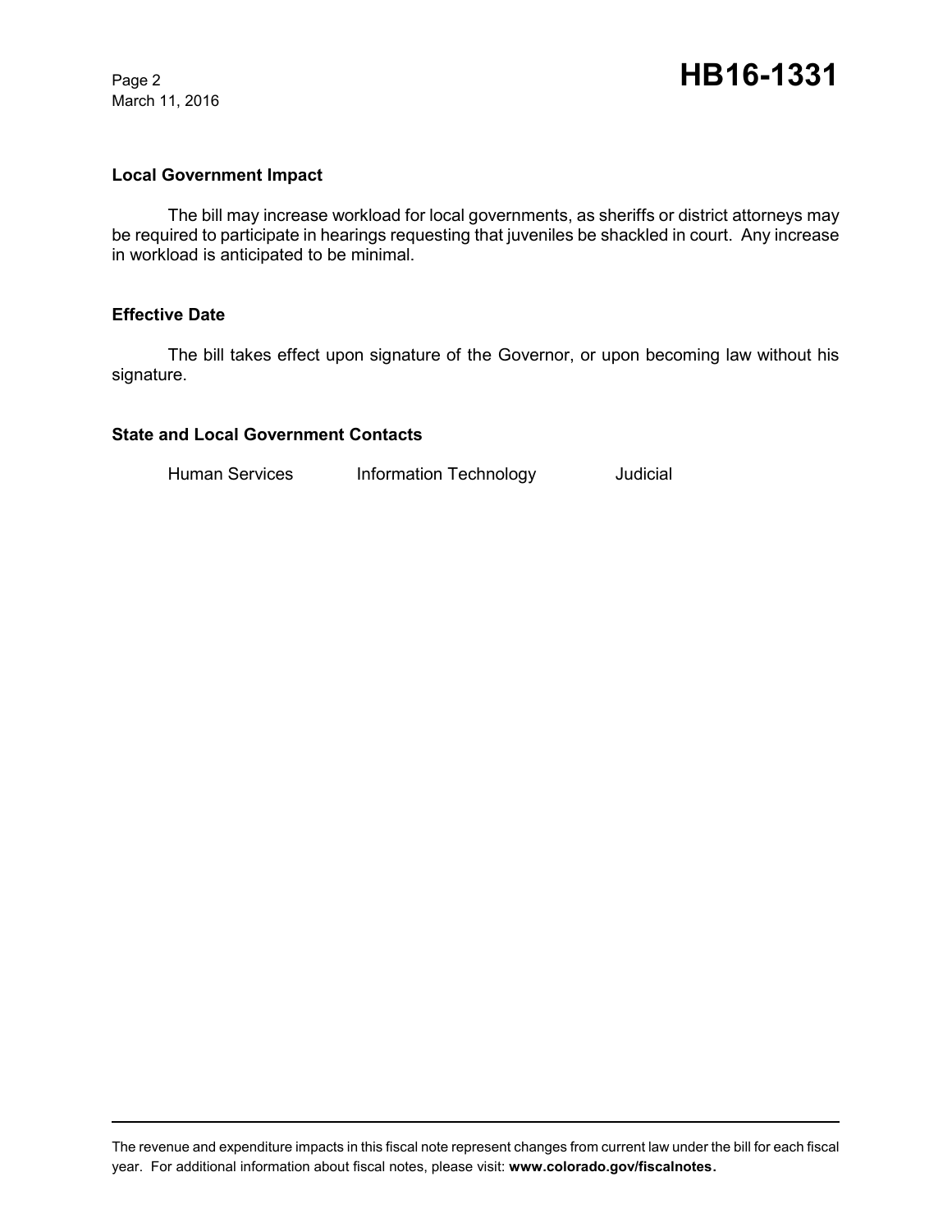**Local Government Impact**

The bill may increase workload for local governments, as sheriffs or district attorneys may be required to participate in hearings requesting that juveniles be shackled in court. Any increase in workload is anticipated to be minimal.

**Effective Date**

The bill takes effect upon signature of the Governor, or upon becoming law without his signature.

**State and Local Government Contacts**

Human Services    Information Technology    Judicial

The revenue and expenditure impacts in this fiscal note represent changes from current law under the bill for each fiscal year. For additional information about fiscal notes, please visit: **www.colorado.gov/fiscalnotes.**